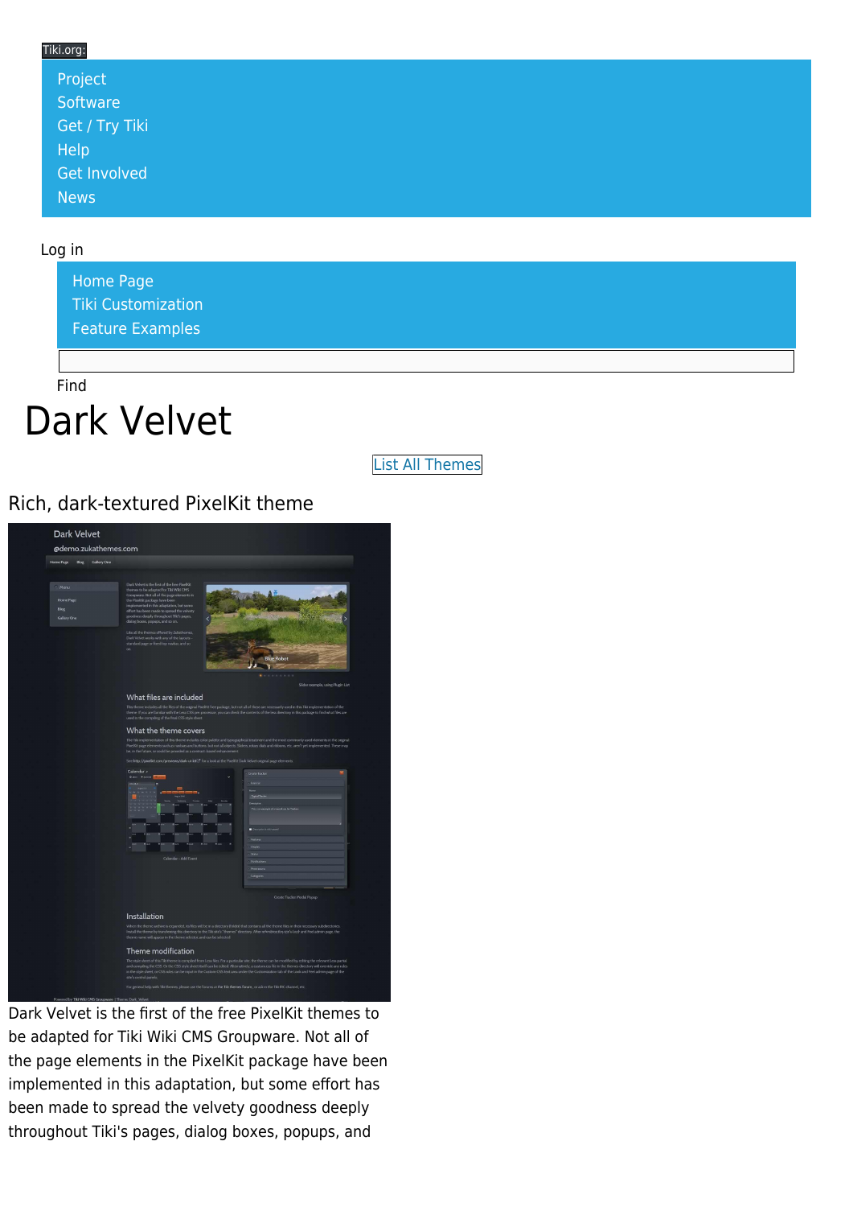Tiki.org:

- Project
- Software
- Get / Try Tiki
- Help
- Get Involved
- News

Log in

- Home Page
- Tiki Customization
- Feature Examples

Find

# Dark Velvet

List All Themes

## Rich, dark-textured PixelKit theme

Dark Velvet is the first of the free PixelKit themes to be adapted for Tiki Wiki CMS Groupware. Not all of the page elements in the PixelKit package have been implemented in this adaptation, but some effort has been made to spread the velvety goodness deeply throughout Tiki's pages, dialog boxes, popups, and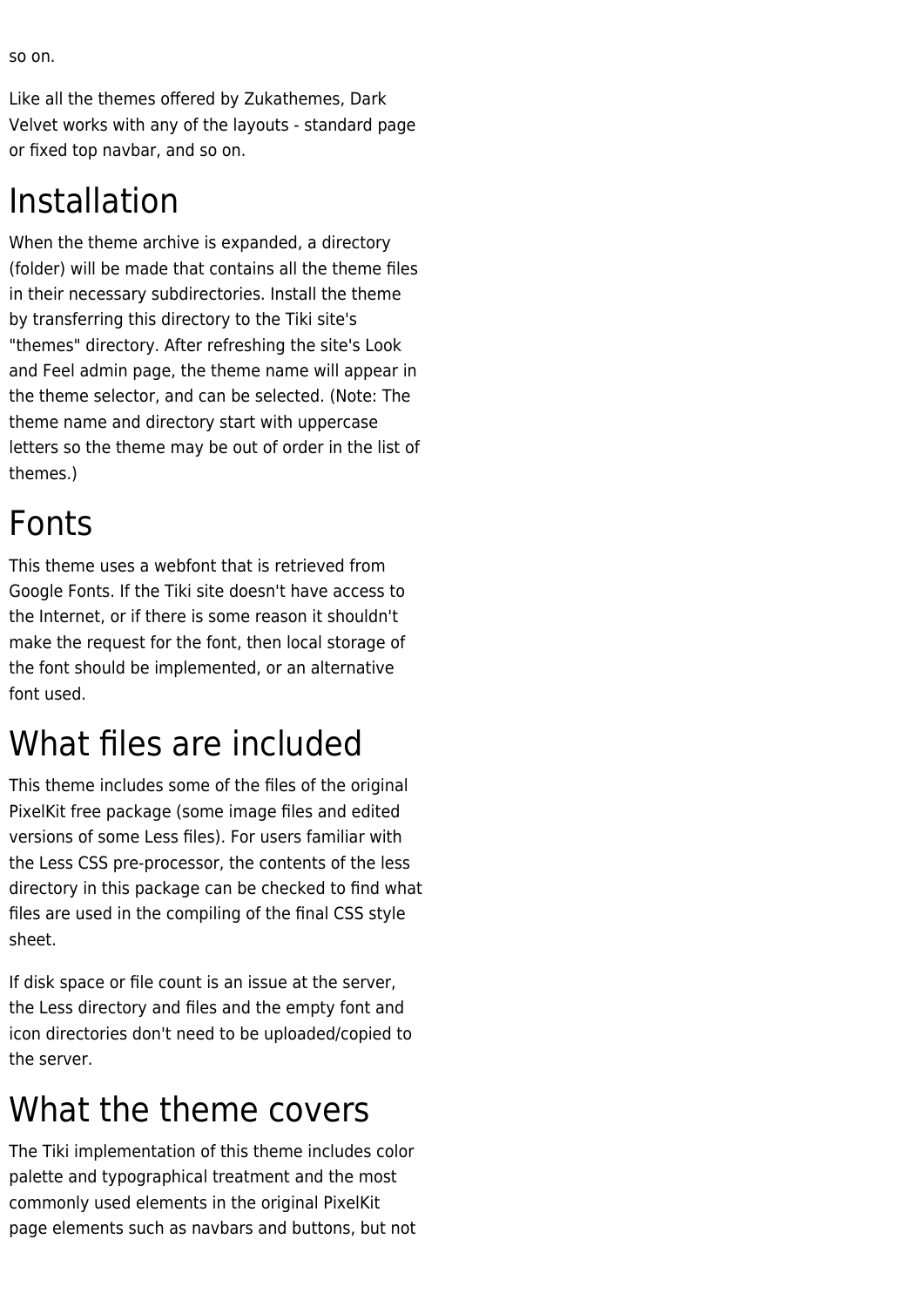so on.

Like all the themes offered by Zukathemes, Dark Velvet works with any of the layouts - standard page or fixed top navbar, and so on.

# Installation

When the theme archive is expanded, a directory (folder) will be made that contains all the theme files in their necessary subdirectories. Install the theme by transferring this directory to the Tiki site's "themes" directory. After refreshing the site's Look and Feel admin page, the theme name will appear in the theme selector, and can be selected. (Note: The theme name and directory start with uppercase letters so the theme may be out of order in the list of themes.)

# Fonts

This theme uses a webfont that is retrieved from Google Fonts. If the Tiki site doesn't have access to the Internet, or if there is some reason it shouldn't make the request for the font, then local storage of the font should be implemented, or an alternative font used.

# What files are included

This theme includes some of the files of the original PixelKit free package (some image files and edited versions of some Less files). For users familiar with the Less CSS pre-processor, the contents of the less directory in this package can be checked to find what files are used in the compiling of the final CSS style sheet.

If disk space or file count is an issue at the server, the Less directory and files and the empty font and icon directories don't need to be uploaded/copied to the server.

# What the theme covers

The Tiki implementation of this theme includes color palette and typographical treatment and the most commonly used elements in the original PixelKit page elements such as navbars and buttons, but not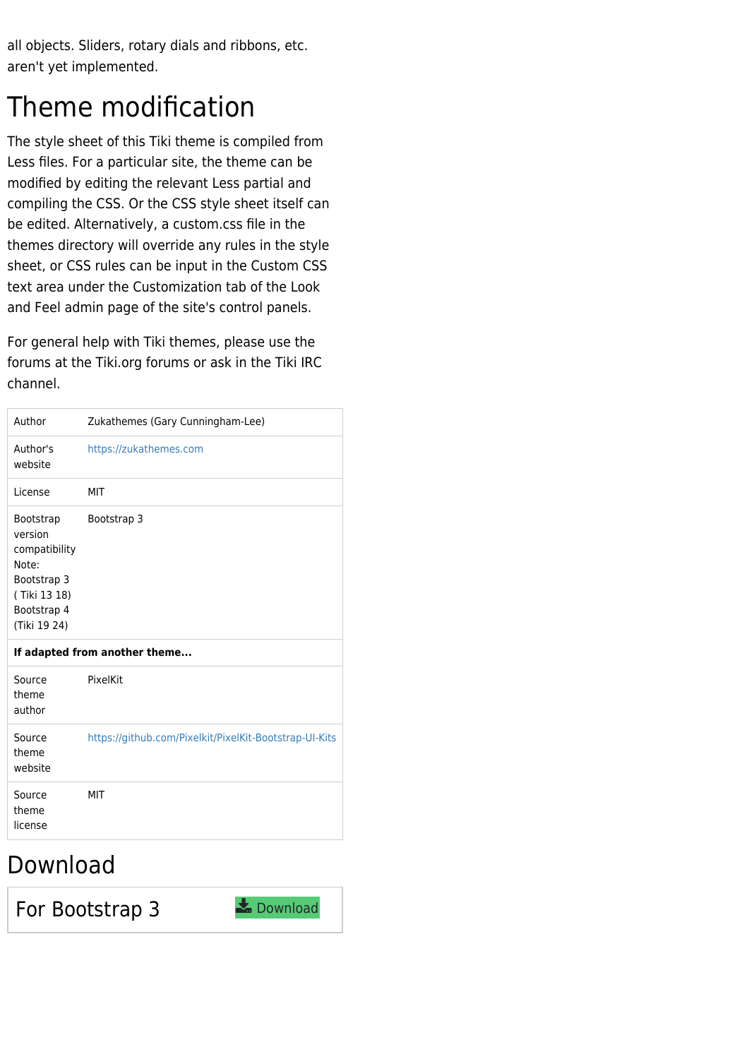all objects. Sliders, rotary dials and ribbons, etc. aren't yet implemented.

## Theme modification

The style sheet of this Tiki theme is compiled from Less files. For a particular site, the theme can be modified by editing the relevant Less partial and compiling the CSS. Or the CSS style sheet itself can be edited. Alternatively, a custom.css file in the themes directory will override any rules in the style sheet, or CSS rules can be input in the Custom CSS text area under the Customization tab of the Look and Feel admin page of the site's control panels.

For general help with Tiki themes, please use the forums at the Tiki.org forums or ask in the Tiki IRC channel.

| | |
|---|---|
| Author | Zukathemes (Gary Cunningham-Lee) |
| Author's website | https://zukathemes.com |
| License | MIT |
| Bootstrap version compatibility Note: Bootstrap 3 ( Tiki 13 18) Bootstrap 4 (Tiki 19 24) | Bootstrap 3 |
| **If adapted from another theme...** | |
| Source theme author | PixelKit |
| Source theme website | https://github.com/Pixelkit/PixelKit-Bootstrap-UI-Kits |
| Source theme license | MIT |

## Download

| | |
|---|---|
| For Bootstrap 3 | Download |